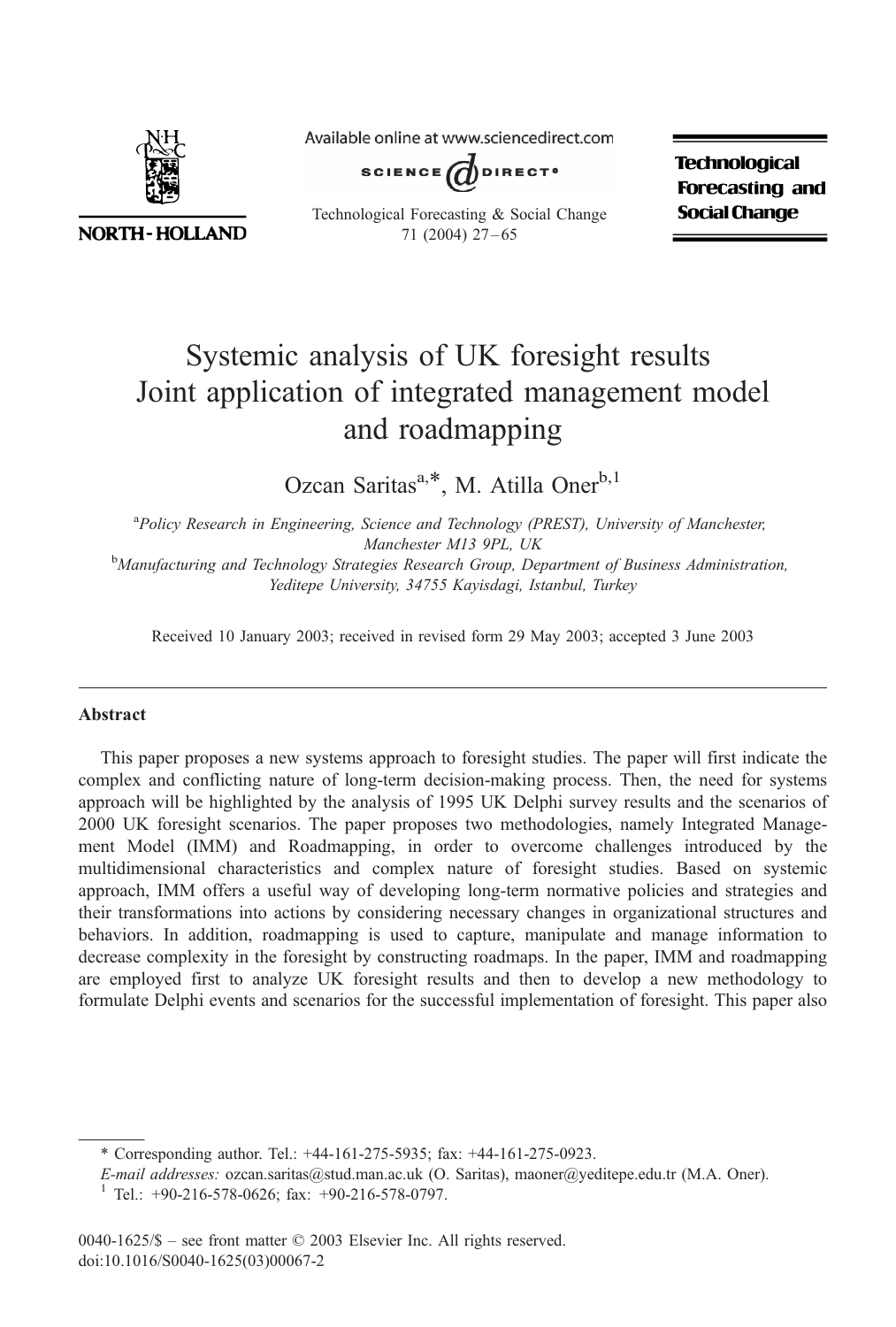# Systemic analysis of UK foresight results Joint application of integrated management model and roadmapping

Ozcan Saritas[a,*], M. Atilla Oner[b,1]

[a]*Policy Research in Engineering, Science and Technology (PREST), University of Manchester, Manchester M13 9PL, UK*

[b]*Manufacturing and Technology Strategies Research Group, Department of Business Administration, Yeditepe University, 34755 Kayisdagi, Istanbul, Turkey*

Received 10 January 2003; received in revised form 29 May 2003; accepted 3 June 2003

## Abstract

This paper proposes a new systems approach to foresight studies. The paper will first indicate the complex and conflicting nature of long-term decision-making process. Then, the need for systems approach will be highlighted by the analysis of 1995 UK Delphi survey results and the scenarios of 2000 UK foresight scenarios. The paper proposes two methodologies, namely Integrated Management Model (IMM) and Roadmapping, in order to overcome challenges introduced by the multidimensional characteristics and complex nature of foresight studies. Based on systemic approach, IMM offers a useful way of developing long-term normative policies and strategies and their transformations into actions by considering necessary changes in organizational structures and behaviors. In addition, roadmapping is used to capture, manipulate and manage information to decrease complexity in the foresight by constructing roadmaps. In the paper, IMM and roadmapping are employed first to analyze UK foresight results and then to develop a new methodology to formulate Delphi events and scenarios for the successful implementation of foresight. This paper also

---

* Corresponding author. Tel.: +44-161-275-5935; fax: +44-161-275-0923.

*E-mail addresses:* ozcan.saritas@stud.man.ac.uk (O. Saritas), maoner@yeditepe.edu.tr (M.A. Oner).

[1] Tel.: +90-216-578-0626; fax: +90-216-578-0797.

0040-1625/$ – see front matter © 2003 Elsevier Inc. All rights reserved.
doi:10.1016/S0040-1625(03)00067-2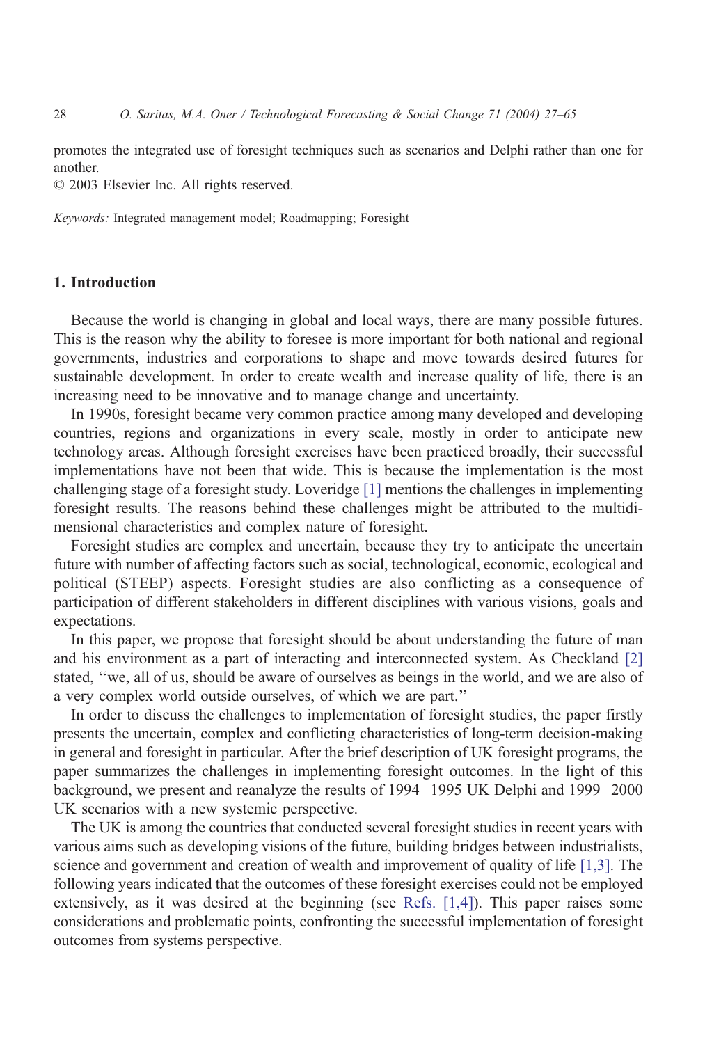promotes the integrated use of foresight techniques such as scenarios and Delphi rather than one for another.

© 2003 Elsevier Inc. All rights reserved.

*Keywords:* Integrated management model; Roadmapping; Foresight

## 1. Introduction

Because the world is changing in global and local ways, there are many possible futures. This is the reason why the ability to foresee is more important for both national and regional governments, industries and corporations to shape and move towards desired futures for sustainable development. In order to create wealth and increase quality of life, there is an increasing need to be innovative and to manage change and uncertainty.

In 1990s, foresight became very common practice among many developed and developing countries, regions and organizations in every scale, mostly in order to anticipate new technology areas. Although foresight exercises have been practiced broadly, their successful implementations have not been that wide. This is because the implementation is the most challenging stage of a foresight study. Loveridge [1] mentions the challenges in implementing foresight results. The reasons behind these challenges might be attributed to the multidimensional characteristics and complex nature of foresight.

Foresight studies are complex and uncertain, because they try to anticipate the uncertain future with number of affecting factors such as social, technological, economic, ecological and political (STEEP) aspects. Foresight studies are also conflicting as a consequence of participation of different stakeholders in different disciplines with various visions, goals and expectations.

In this paper, we propose that foresight should be about understanding the future of man and his environment as a part of interacting and interconnected system. As Checkland [2] stated, ''we, all of us, should be aware of ourselves as beings in the world, and we are also of a very complex world outside ourselves, of which we are part.''

In order to discuss the challenges to implementation of foresight studies, the paper firstly presents the uncertain, complex and conflicting characteristics of long-term decision-making in general and foresight in particular. After the brief description of UK foresight programs, the paper summarizes the challenges in implementing foresight outcomes. In the light of this background, we present and reanalyze the results of 1994–1995 UK Delphi and 1999–2000 UK scenarios with a new systemic perspective.

The UK is among the countries that conducted several foresight studies in recent years with various aims such as developing visions of the future, building bridges between industrialists, science and government and creation of wealth and improvement of quality of life [1,3]. The following years indicated that the outcomes of these foresight exercises could not be employed extensively, as it was desired at the beginning (see Refs. [1,4]). This paper raises some considerations and problematic points, confronting the successful implementation of foresight outcomes from systems perspective.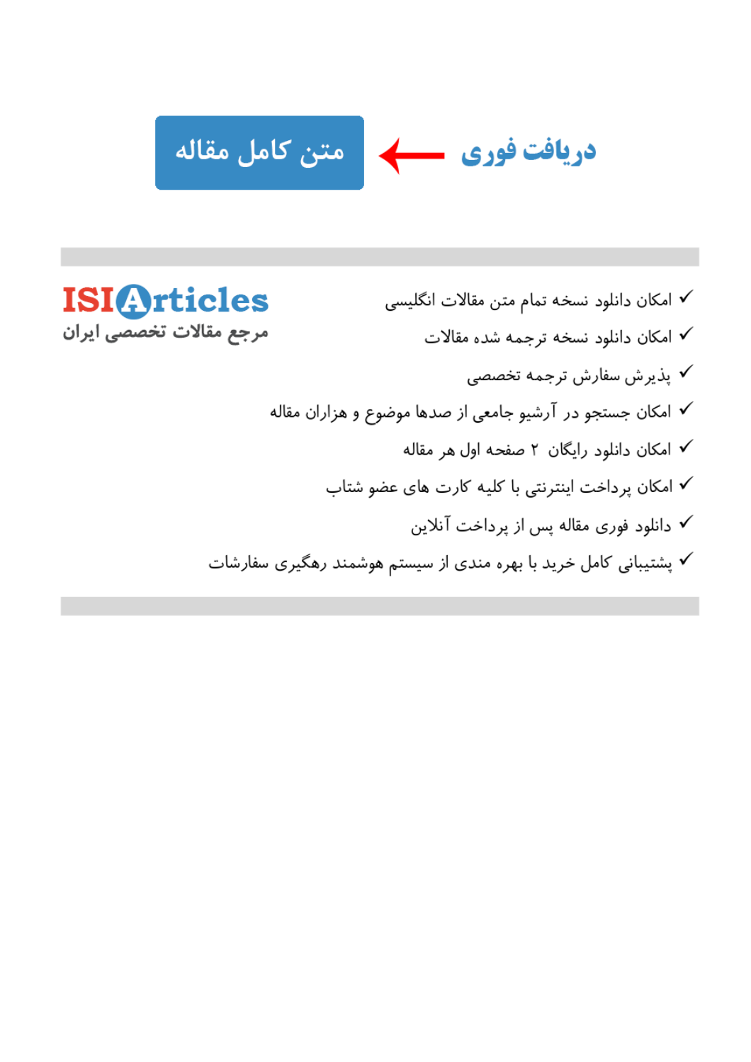دریافت فوری ← متن کامل مقاله

**ISIArticles**
مرجع مقالات تخصصی ایران

- ✓ امکان دانلود نسخه تمام متن مقالات انگلیسی
- ✓ امکان دانلود نسخه ترجمه شده مقالات
- ✓ پذیرش سفارش ترجمه تخصصی
- ✓ امکان جستجو در آرشیو جامعی از صدها موضوع و هزاران مقاله
- ✓ امکان دانلود رایگان ۲ صفحه اول هر مقاله
- ✓ امکان پرداخت اینترنتی با کلیه کارت های عضو شتاب
- ✓ دانلود فوری مقاله پس از پرداخت آنلاین
- ✓ پشتیبانی کامل خرید با بهره مندی از سیستم هوشمند رهگیری سفارشات